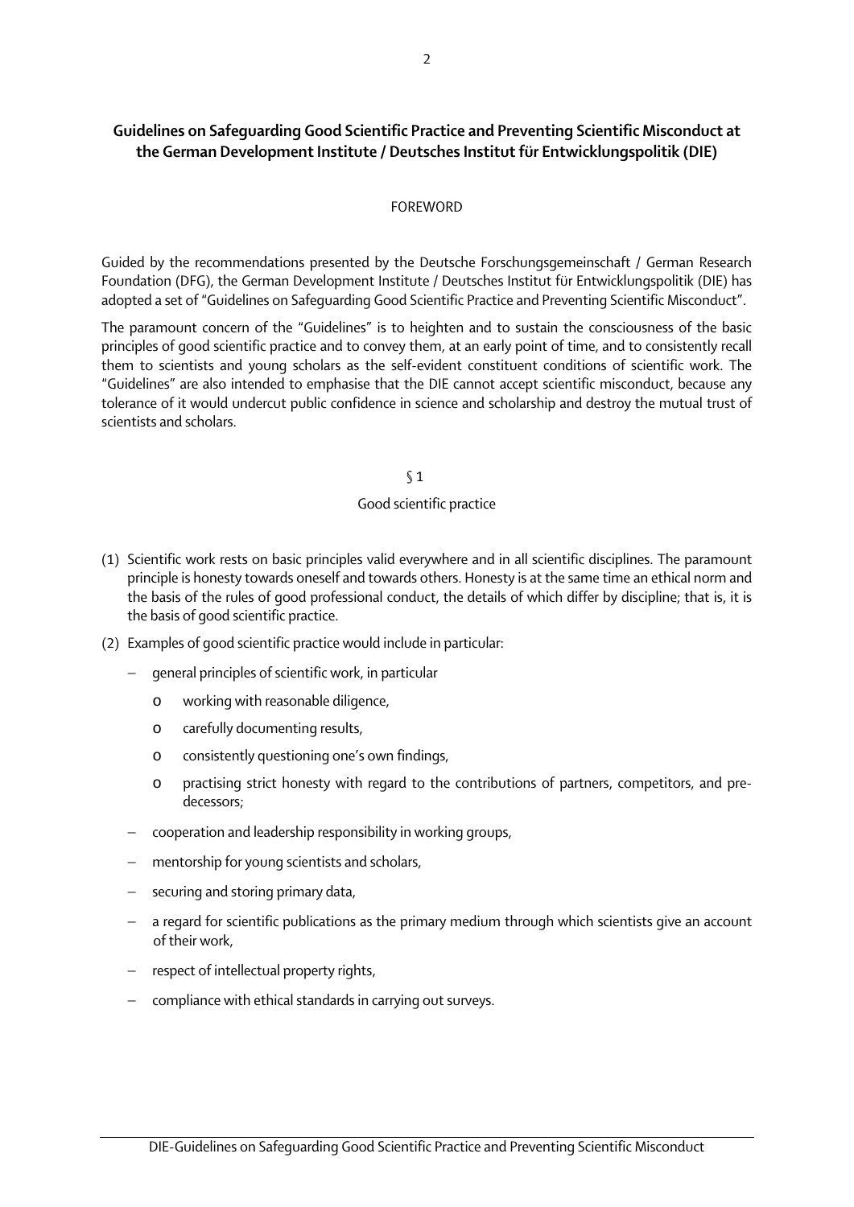## Guidelines on Safeguarding Good Scientific Practice and Preventing Scientific Misconduct at the German Development Institute / Deutsches Institut für Entwicklungspolitik (DIE)

FOREWORD

Guided by the recommendations presented by the Deutsche Forschungsgemeinschaft / German Research Foundation (DFG), the German Development Institute / Deutsches Institut für Entwicklungspolitik (DIE) has adopted a set of "Guidelines on Safeguarding Good Scientific Practice and Preventing Scientific Misconduct".

The paramount concern of the "Guidelines" is to heighten and to sustain the consciousness of the basic principles of good scientific practice and to convey them, at an early point of time, and to consistently recall them to scientists and young scholars as the self-evident constituent conditions of scientific work. The "Guidelines" are also intended to emphasise that the DIE cannot accept scientific misconduct, because any tolerance of it would undercut public confidence in science and scholarship and destroy the mutual trust of scientists and scholars.

§ 1

Good scientific practice

(1) Scientific work rests on basic principles valid everywhere and in all scientific disciplines. The paramount principle is honesty towards oneself and towards others. Honesty is at the same time an ethical norm and the basis of the rules of good professional conduct, the details of which differ by discipline; that is, it is the basis of good scientific practice.

(2) Examples of good scientific practice would include in particular:

- general principles of scientific work, in particular
  - working with reasonable diligence,
  - carefully documenting results,
  - consistently questioning one's own findings,
  - practising strict honesty with regard to the contributions of partners, competitors, and predecessors;
- cooperation and leadership responsibility in working groups,
- mentorship for young scientists and scholars,
- securing and storing primary data,
- a regard for scientific publications as the primary medium through which scientists give an account of their work,
- respect of intellectual property rights,
- compliance with ethical standards in carrying out surveys.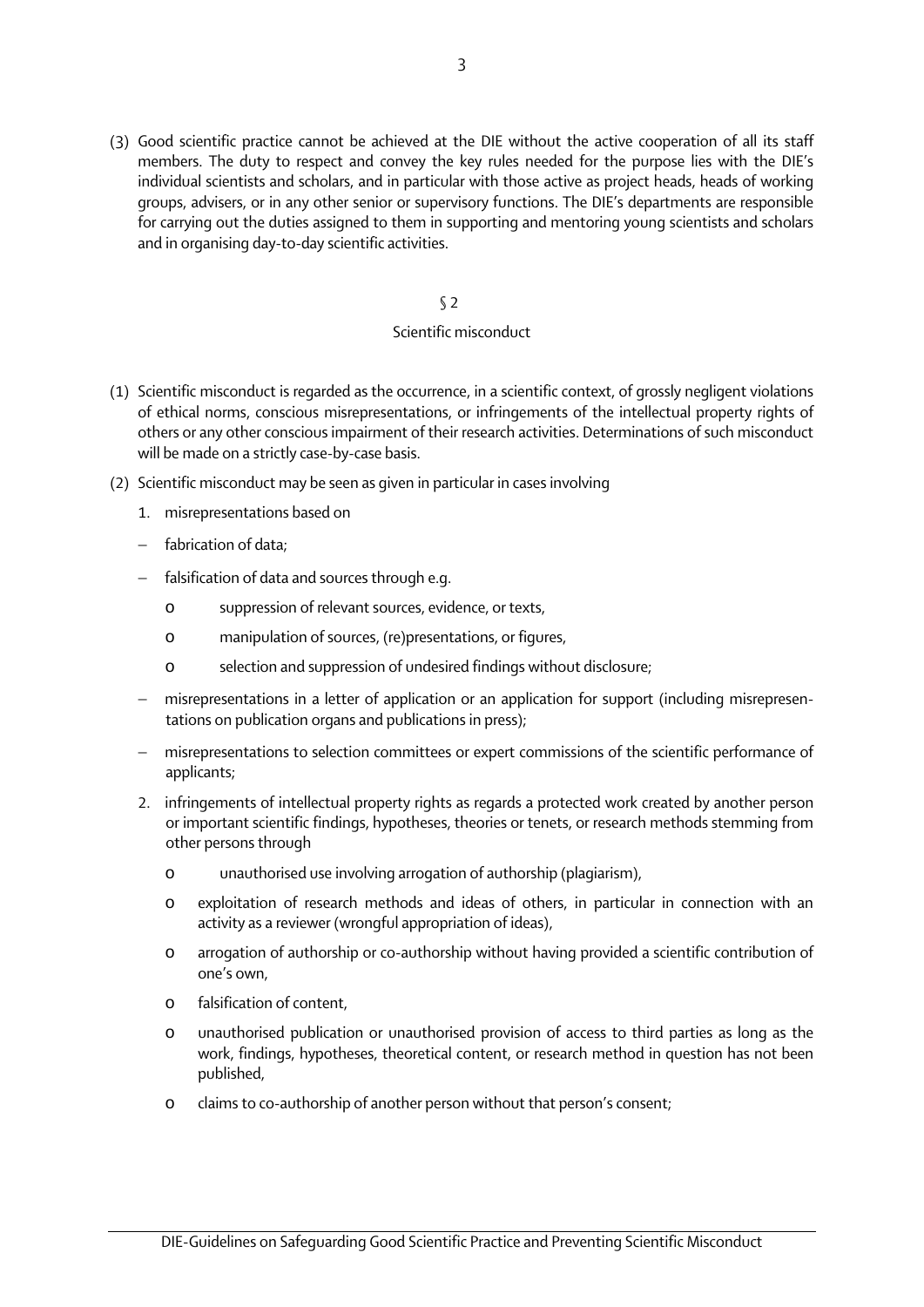(3) Good scientific practice cannot be achieved at the DIE without the active cooperation of all its staff members. The duty to respect and convey the key rules needed for the purpose lies with the DIE's individual scientists and scholars, and in particular with those active as project heads, heads of working groups, advisers, or in any other senior or supervisory functions. The DIE's departments are responsible for carrying out the duties assigned to them in supporting and mentoring young scientists and scholars and in organising day-to-day scientific activities.

## § 2

## Scientific misconduct

(1) Scientific misconduct is regarded as the occurrence, in a scientific context, of grossly negligent violations of ethical norms, conscious misrepresentations, or infringements of the intellectual property rights of others or any other conscious impairment of their research activities. Determinations of such misconduct will be made on a strictly case-by-case basis.

(2) Scientific misconduct may be seen as given in particular in cases involving

1. misrepresentations based on

   - fabrication of data;
   - falsification of data and sources through e.g.
     - suppression of relevant sources, evidence, or texts,
     - manipulation of sources, (re)presentations, or figures,
     - selection and suppression of undesired findings without disclosure;
   - misrepresentations in a letter of application or an application for support (including misrepresentations on publication organs and publications in press);
   - misrepresentations to selection committees or expert commissions of the scientific performance of applicants;

2. infringements of intellectual property rights as regards a protected work created by another person or important scientific findings, hypotheses, theories or tenets, or research methods stemming from other persons through

   - unauthorised use involving arrogation of authorship (plagiarism),
   - exploitation of research methods and ideas of others, in particular in connection with an activity as a reviewer (wrongful appropriation of ideas),
   - arrogation of authorship or co-authorship without having provided a scientific contribution of one's own,
   - falsification of content,
   - unauthorised publication or unauthorised provision of access to third parties as long as the work, findings, hypotheses, theoretical content, or research method in question has not been published,
   - claims to co-authorship of another person without that person's consent;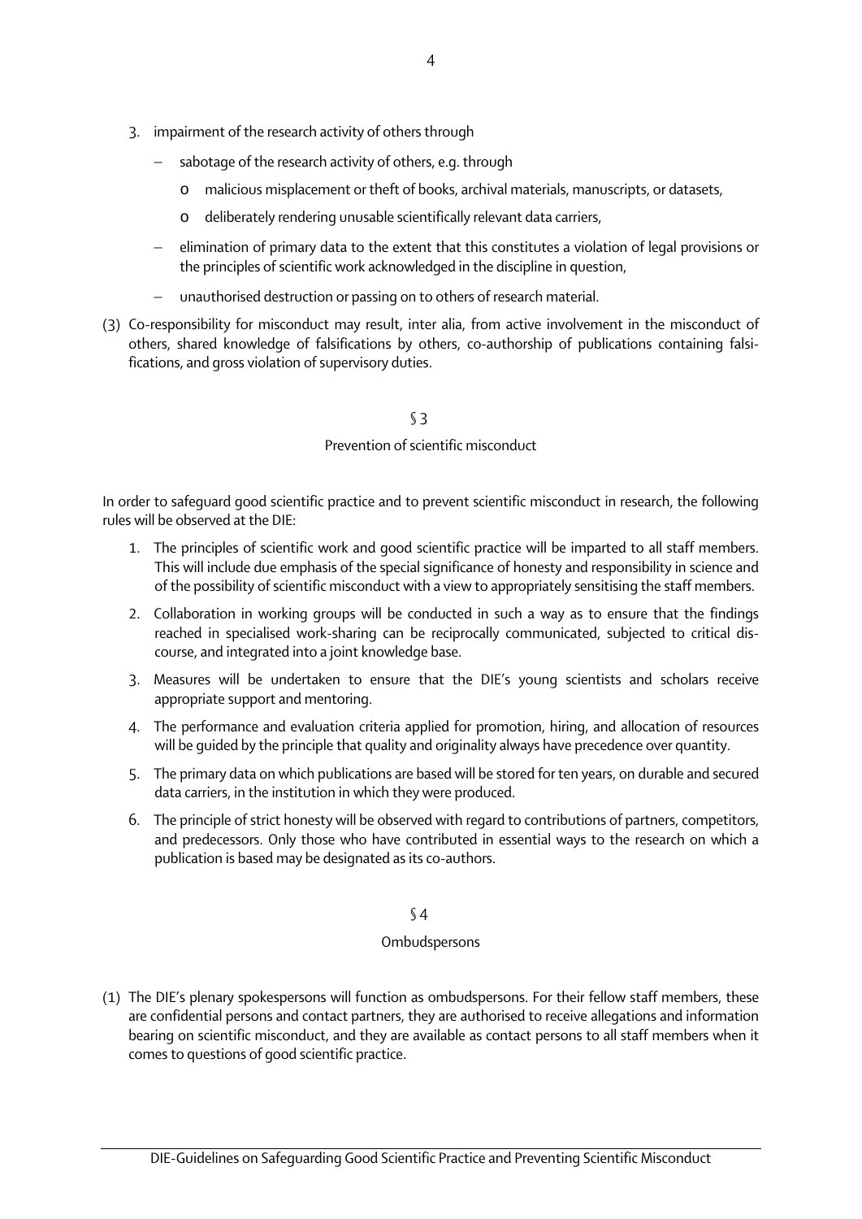3. impairment of the research activity of others through
   - sabotage of the research activity of others, e.g. through
     - malicious misplacement or theft of books, archival materials, manuscripts, or datasets,
     - deliberately rendering unusable scientifically relevant data carriers,
   - elimination of primary data to the extent that this constitutes a violation of legal provisions or the principles of scientific work acknowledged in the discipline in question,
   - unauthorised destruction or passing on to others of research material.

(3) Co-responsibility for misconduct may result, inter alia, from active involvement in the misconduct of others, shared knowledge of falsifications by others, co-authorship of publications containing falsifications, and gross violation of supervisory duties.

## § 3

### Prevention of scientific misconduct

In order to safeguard good scientific practice and to prevent scientific misconduct in research, the following rules will be observed at the DIE:

1. The principles of scientific work and good scientific practice will be imparted to all staff members. This will include due emphasis of the special significance of honesty and responsibility in science and of the possibility of scientific misconduct with a view to appropriately sensitising the staff members.
2. Collaboration in working groups will be conducted in such a way as to ensure that the findings reached in specialised work-sharing can be reciprocally communicated, subjected to critical discourse, and integrated into a joint knowledge base.
3. Measures will be undertaken to ensure that the DIE's young scientists and scholars receive appropriate support and mentoring.
4. The performance and evaluation criteria applied for promotion, hiring, and allocation of resources will be guided by the principle that quality and originality always have precedence over quantity.
5. The primary data on which publications are based will be stored for ten years, on durable and secured data carriers, in the institution in which they were produced.
6. The principle of strict honesty will be observed with regard to contributions of partners, competitors, and predecessors. Only those who have contributed in essential ways to the research on which a publication is based may be designated as its co-authors.

## § 4

### Ombudspersons

(1) The DIE's plenary spokespersons will function as ombudspersons. For their fellow staff members, these are confidential persons and contact partners, they are authorised to receive allegations and information bearing on scientific misconduct, and they are available as contact persons to all staff members when it comes to questions of good scientific practice.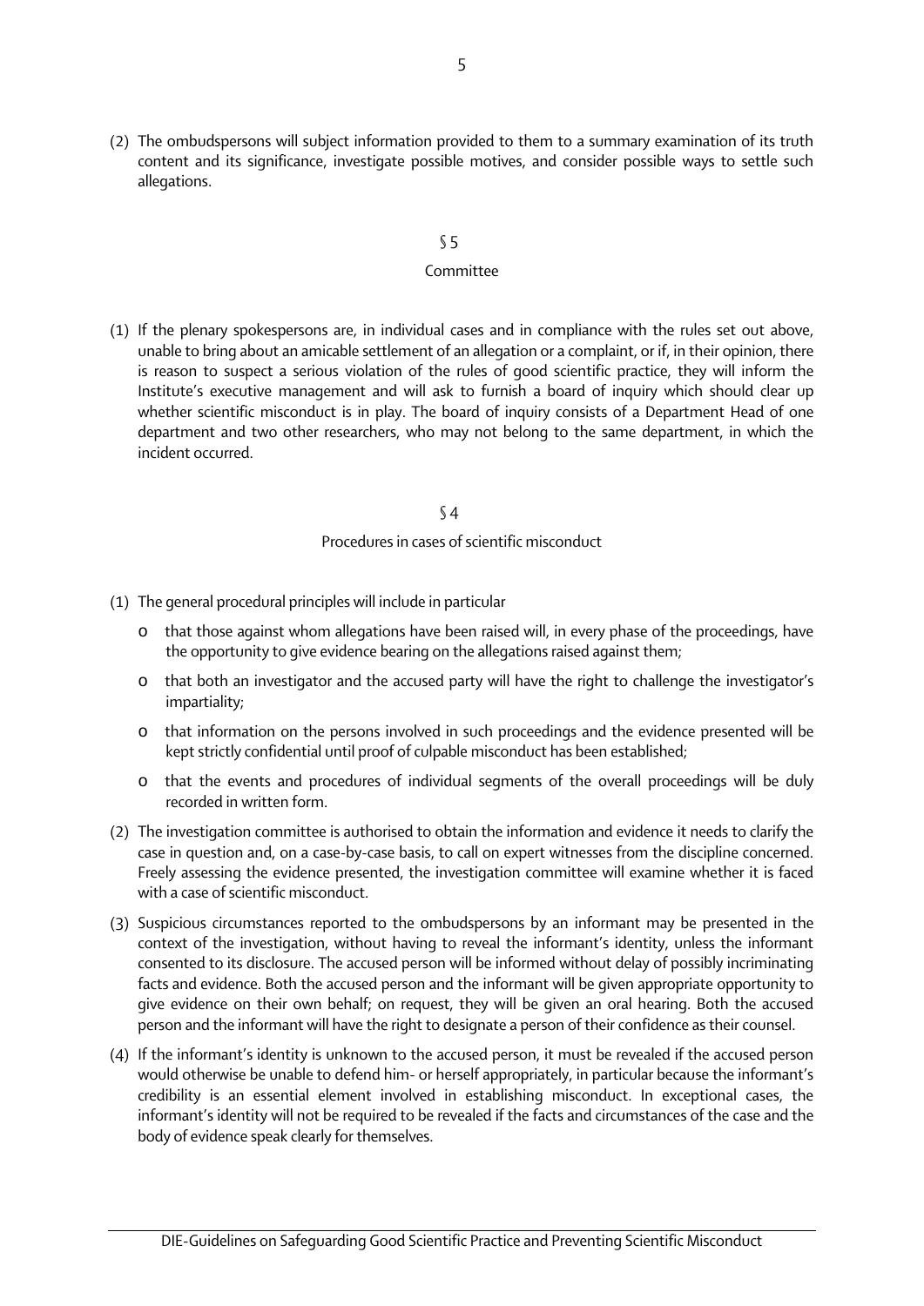(2) The ombudspersons will subject information provided to them to a summary examination of its truth content and its significance, investigate possible motives, and consider possible ways to settle such allegations.

## § 5

### Committee

(1) If the plenary spokespersons are, in individual cases and in compliance with the rules set out above, unable to bring about an amicable settlement of an allegation or a complaint, or if, in their opinion, there is reason to suspect a serious violation of the rules of good scientific practice, they will inform the Institute's executive management and will ask to furnish a board of inquiry which should clear up whether scientific misconduct is in play. The board of inquiry consists of a Department Head of one department and two other researchers, who may not belong to the same department, in which the incident occurred.

## § 4

### Procedures in cases of scientific misconduct

(1) The general procedural principles will include in particular

- that those against whom allegations have been raised will, in every phase of the proceedings, have the opportunity to give evidence bearing on the allegations raised against them;
- that both an investigator and the accused party will have the right to challenge the investigator's impartiality;
- that information on the persons involved in such proceedings and the evidence presented will be kept strictly confidential until proof of culpable misconduct has been established;
- that the events and procedures of individual segments of the overall proceedings will be duly recorded in written form.

(2) The investigation committee is authorised to obtain the information and evidence it needs to clarify the case in question and, on a case-by-case basis, to call on expert witnesses from the discipline concerned. Freely assessing the evidence presented, the investigation committee will examine whether it is faced with a case of scientific misconduct.

(3) Suspicious circumstances reported to the ombudspersons by an informant may be presented in the context of the investigation, without having to reveal the informant's identity, unless the informant consented to its disclosure. The accused person will be informed without delay of possibly incriminating facts and evidence. Both the accused person and the informant will be given appropriate opportunity to give evidence on their own behalf; on request, they will be given an oral hearing. Both the accused person and the informant will have the right to designate a person of their confidence as their counsel.

(4) If the informant's identity is unknown to the accused person, it must be revealed if the accused person would otherwise be unable to defend him- or herself appropriately, in particular because the informant's credibility is an essential element involved in establishing misconduct. In exceptional cases, the informant's identity will not be required to be revealed if the facts and circumstances of the case and the body of evidence speak clearly for themselves.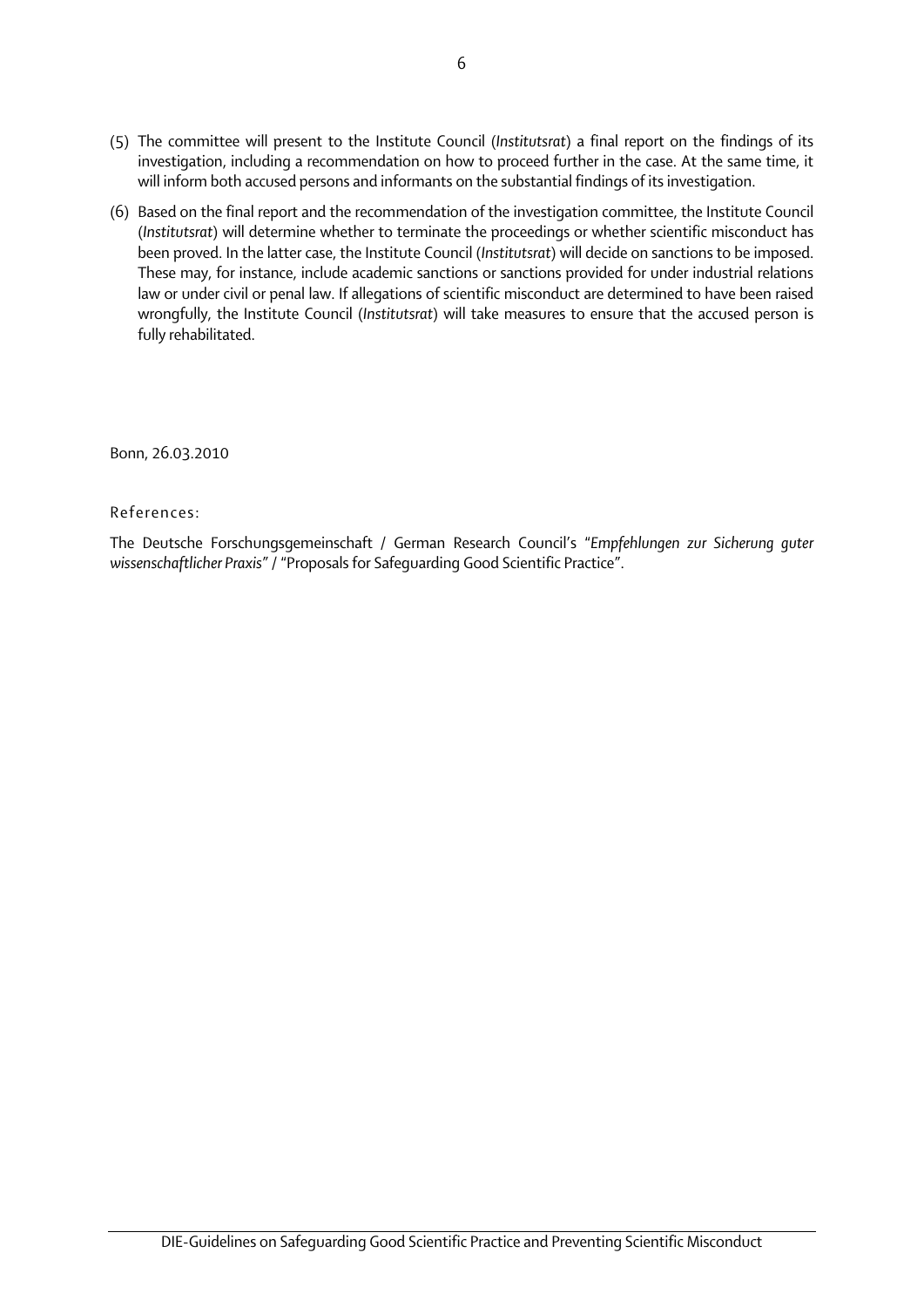(5) The committee will present to the Institute Council (*Institutsrat*) a final report on the findings of its investigation, including a recommendation on how to proceed further in the case. At the same time, it will inform both accused persons and informants on the substantial findings of its investigation.

(6) Based on the final report and the recommendation of the investigation committee, the Institute Council (*Institutsrat*) will determine whether to terminate the proceedings or whether scientific misconduct has been proved. In the latter case, the Institute Council (*Institutsrat*) will decide on sanctions to be imposed. These may, for instance, include academic sanctions or sanctions provided for under industrial relations law or under civil or penal law. If allegations of scientific misconduct are determined to have been raised wrongfully, the Institute Council (*Institutsrat*) will take measures to ensure that the accused person is fully rehabilitated.

Bonn, 26.03.2010

References:

The Deutsche Forschungsgemeinschaft / German Research Council's "*Empfehlungen zur Sicherung guter wissenschaftlicher Praxis*" / "Proposals for Safeguarding Good Scientific Practice".